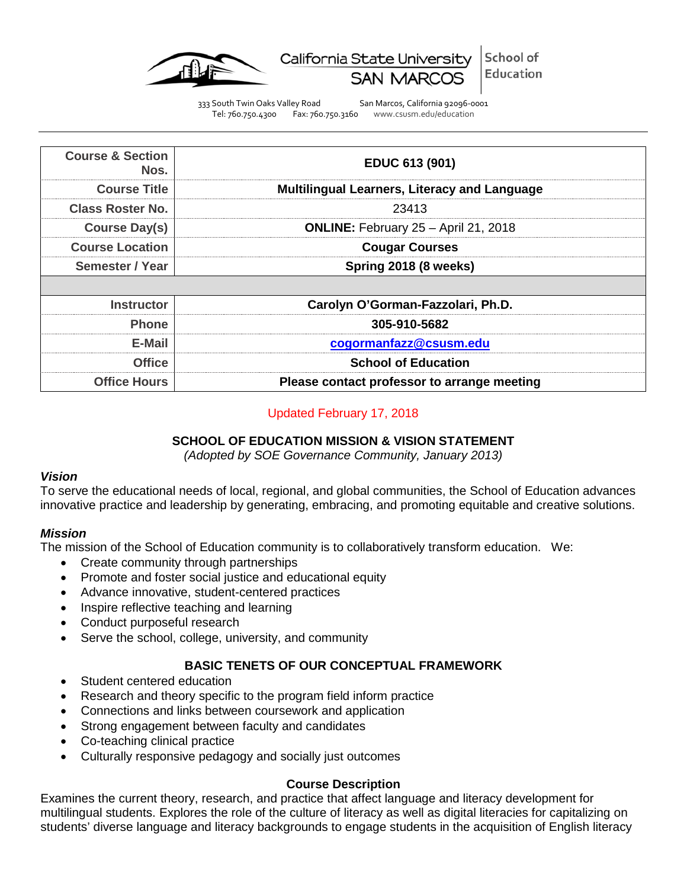California State University SAN MARCOS | School of Education

333 South Twin Oaks Valley Road San Marcos, California 92096-0001
Tel: 760.750.4300 Fax: 760.750.3160 www.csusm.edu/education

| | |
|---|---|
| **Course & Section Nos.** | **EDUC 613 (901)** |
| **Course Title** | **Multilingual Learners, Literacy and Language** |
| **Class Roster No.** | 23413 |
| **Course Day(s)** | **ONLINE:** February 25 – April 21, 2018 |
| **Course Location** | **Cougar Courses** |
| **Semester / Year** | **Spring 2018 (8 weeks)** |
| | |
| **Instructor** | **Carolyn O'Gorman-Fazzolari, Ph.D.** |
| **Phone** | **305-910-5682** |
| **E-Mail** | **cogormanfazz@csusm.edu** |
| **Office** | **School of Education** |
| **Office Hours** | **Please contact professor to arrange meeting** |

Updated February 17, 2018

## SCHOOL OF EDUCATION MISSION & VISION STATEMENT

*(Adopted by SOE Governance Community, January 2013)*

### *Vision*

To serve the educational needs of local, regional, and global communities, the School of Education advances innovative practice and leadership by generating, embracing, and promoting equitable and creative solutions.

### *Mission*

The mission of the School of Education community is to collaboratively transform education. We:

- Create community through partnerships
- Promote and foster social justice and educational equity
- Advance innovative, student-centered practices
- Inspire reflective teaching and learning
- Conduct purposeful research
- Serve the school, college, university, and community

## BASIC TENETS OF OUR CONCEPTUAL FRAMEWORK

- Student centered education
- Research and theory specific to the program field inform practice
- Connections and links between coursework and application
- Strong engagement between faculty and candidates
- Co-teaching clinical practice
- Culturally responsive pedagogy and socially just outcomes

## Course Description

Examines the current theory, research, and practice that affect language and literacy development for multilingual students. Explores the role of the culture of literacy as well as digital literacies for capitalizing on students' diverse language and literacy backgrounds to engage students in the acquisition of English literacy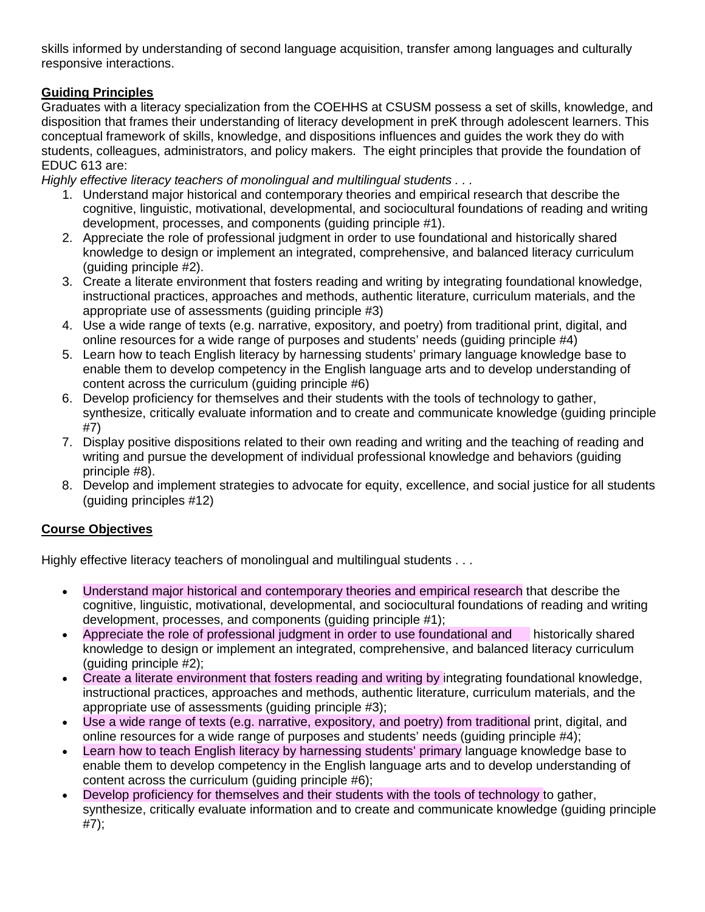skills informed by understanding of second language acquisition, transfer among languages and culturally responsive interactions.

**Guiding Principles**

Graduates with a literacy specialization from the COEHHS at CSUSM possess a set of skills, knowledge, and disposition that frames their understanding of literacy development in preK through adolescent learners. This conceptual framework of skills, knowledge, and dispositions influences and guides the work they do with students, colleagues, administrators, and policy makers. The eight principles that provide the foundation of EDUC 613 are:

*Highly effective literacy teachers of monolingual and multilingual students . . .*

1. Understand major historical and contemporary theories and empirical research that describe the cognitive, linguistic, motivational, developmental, and sociocultural foundations of reading and writing development, processes, and components (guiding principle #1).
2. Appreciate the role of professional judgment in order to use foundational and historically shared knowledge to design or implement an integrated, comprehensive, and balanced literacy curriculum (guiding principle #2).
3. Create a literate environment that fosters reading and writing by integrating foundational knowledge, instructional practices, approaches and methods, authentic literature, curriculum materials, and the appropriate use of assessments (guiding principle #3)
4. Use a wide range of texts (e.g. narrative, expository, and poetry) from traditional print, digital, and online resources for a wide range of purposes and students' needs (guiding principle #4)
5. Learn how to teach English literacy by harnessing students' primary language knowledge base to enable them to develop competency in the English language arts and to develop understanding of content across the curriculum (guiding principle #6)
6. Develop proficiency for themselves and their students with the tools of technology to gather, synthesize, critically evaluate information and to create and communicate knowledge (guiding principle #7)
7. Display positive dispositions related to their own reading and writing and the teaching of reading and writing and pursue the development of individual professional knowledge and behaviors (guiding principle #8).
8. Develop and implement strategies to advocate for equity, excellence, and social justice for all students (guiding principles #12)

**Course Objectives**

Highly effective literacy teachers of monolingual and multilingual students . . .

- Understand major historical and contemporary theories and empirical research that describe the cognitive, linguistic, motivational, developmental, and sociocultural foundations of reading and writing development, processes, and components (guiding principle #1);
- Appreciate the role of professional judgment in order to use foundational and historically shared knowledge to design or implement an integrated, comprehensive, and balanced literacy curriculum (guiding principle #2);
- Create a literate environment that fosters reading and writing by integrating foundational knowledge, instructional practices, approaches and methods, authentic literature, curriculum materials, and the appropriate use of assessments (guiding principle #3);
- Use a wide range of texts (e.g. narrative, expository, and poetry) from traditional print, digital, and online resources for a wide range of purposes and students' needs (guiding principle #4);
- Learn how to teach English literacy by harnessing students' primary language knowledge base to enable them to develop competency in the English language arts and to develop understanding of content across the curriculum (guiding principle #6);
- Develop proficiency for themselves and their students with the tools of technology to gather, synthesize, critically evaluate information and to create and communicate knowledge (guiding principle #7);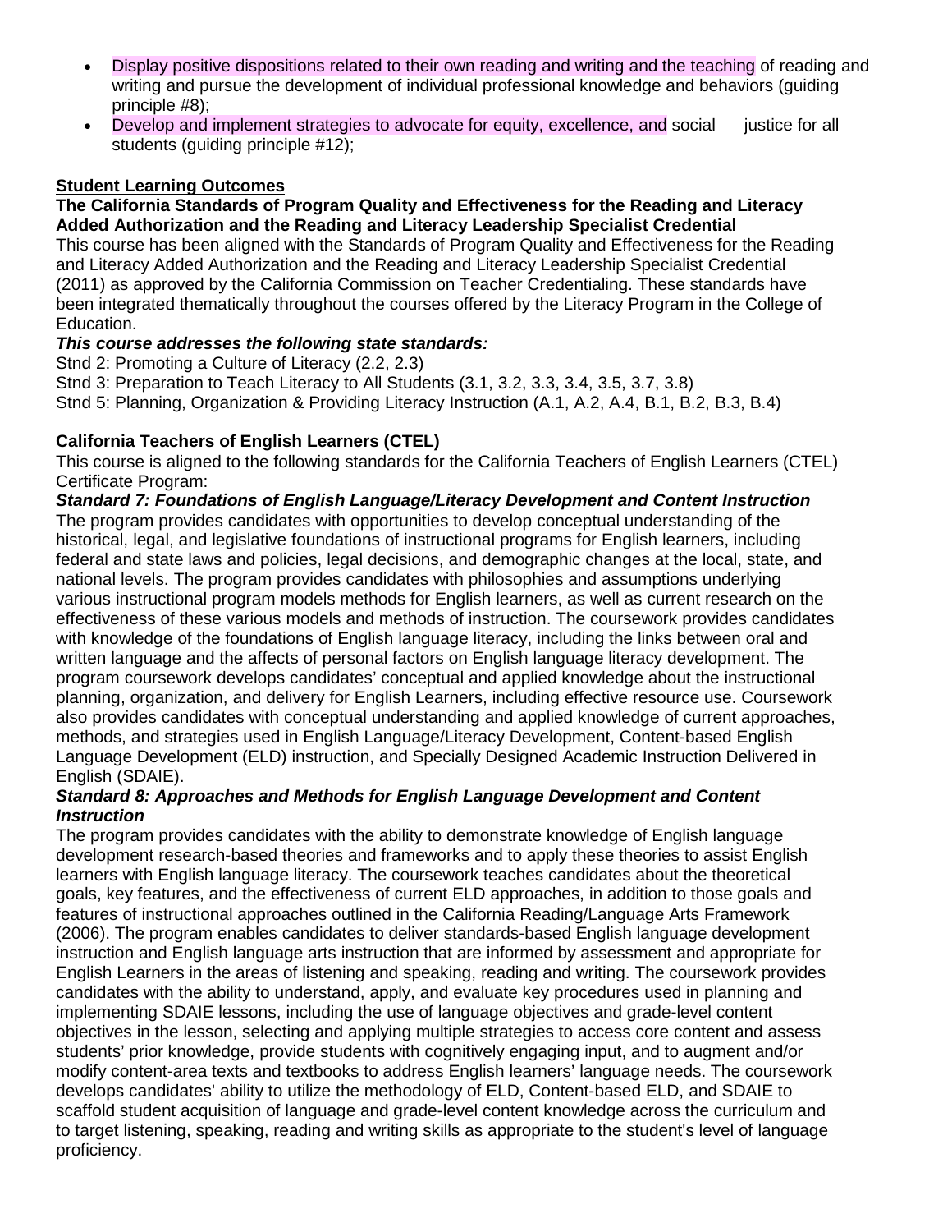- Display positive dispositions related to their own reading and writing and the teaching of reading and writing and pursue the development of individual professional knowledge and behaviors (guiding principle #8);
- Develop and implement strategies to advocate for equity, excellence, and social justice for all students (guiding principle #12);

**Student Learning Outcomes**

**The California Standards of Program Quality and Effectiveness for the Reading and Literacy Added Authorization and the Reading and Literacy Leadership Specialist Credential**

This course has been aligned with the Standards of Program Quality and Effectiveness for the Reading and Literacy Added Authorization and the Reading and Literacy Leadership Specialist Credential (2011) as approved by the California Commission on Teacher Credentialing. These standards have been integrated thematically throughout the courses offered by the Literacy Program in the College of Education.

***This course addresses the following state standards:***

Stnd 2: Promoting a Culture of Literacy (2.2, 2.3)
Stnd 3: Preparation to Teach Literacy to All Students (3.1, 3.2, 3.3, 3.4, 3.5, 3.7, 3.8)
Stnd 5: Planning, Organization & Providing Literacy Instruction (A.1, A.2, A.4, B.1, B.2, B.3, B.4)

**California Teachers of English Learners (CTEL)**

This course is aligned to the following standards for the California Teachers of English Learners (CTEL) Certificate Program:

***Standard 7: Foundations of English Language/Literacy Development and Content Instruction***

The program provides candidates with opportunities to develop conceptual understanding of the historical, legal, and legislative foundations of instructional programs for English learners, including federal and state laws and policies, legal decisions, and demographic changes at the local, state, and national levels. The program provides candidates with philosophies and assumptions underlying various instructional program models methods for English learners, as well as current research on the effectiveness of these various models and methods of instruction. The coursework provides candidates with knowledge of the foundations of English language literacy, including the links between oral and written language and the affects of personal factors on English language literacy development. The program coursework develops candidates' conceptual and applied knowledge about the instructional planning, organization, and delivery for English Learners, including effective resource use. Coursework also provides candidates with conceptual understanding and applied knowledge of current approaches, methods, and strategies used in English Language/Literacy Development, Content-based English Language Development (ELD) instruction, and Specially Designed Academic Instruction Delivered in English (SDAIE).

***Standard 8: Approaches and Methods for English Language Development and Content Instruction***

The program provides candidates with the ability to demonstrate knowledge of English language development research-based theories and frameworks and to apply these theories to assist English learners with English language literacy. The coursework teaches candidates about the theoretical goals, key features, and the effectiveness of current ELD approaches, in addition to those goals and features of instructional approaches outlined in the California Reading/Language Arts Framework (2006). The program enables candidates to deliver standards-based English language development instruction and English language arts instruction that are informed by assessment and appropriate for English Learners in the areas of listening and speaking, reading and writing. The coursework provides candidates with the ability to understand, apply, and evaluate key procedures used in planning and implementing SDAIE lessons, including the use of language objectives and grade-level content objectives in the lesson, selecting and applying multiple strategies to access core content and assess students' prior knowledge, provide students with cognitively engaging input, and to augment and/or modify content-area texts and textbooks to address English learners' language needs. The coursework develops candidates' ability to utilize the methodology of ELD, Content-based ELD, and SDAIE to scaffold student acquisition of language and grade-level content knowledge across the curriculum and to target listening, speaking, reading and writing skills as appropriate to the student's level of language proficiency.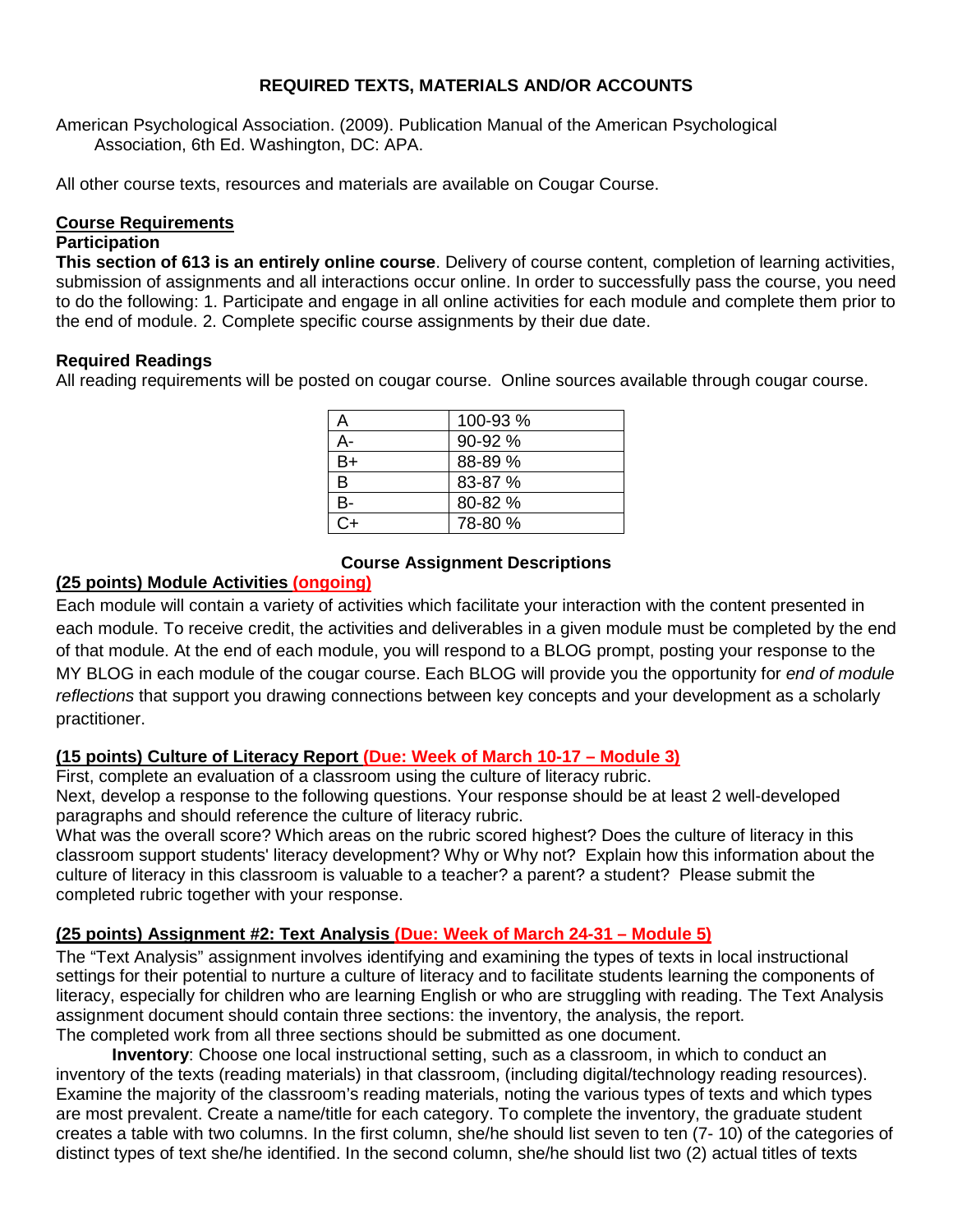## REQUIRED TEXTS, MATERIALS AND/OR ACCOUNTS

American Psychological Association. (2009). Publication Manual of the American Psychological Association, 6th Ed. Washington, DC: APA.

All other course texts, resources and materials are available on Cougar Course.

**Course Requirements**

**Participation**

**This section of 613 is an entirely online course**. Delivery of course content, completion of learning activities, submission of assignments and all interactions occur online. In order to successfully pass the course, you need to do the following: 1. Participate and engage in all online activities for each module and complete them prior to the end of module. 2. Complete specific course assignments by their due date.

**Required Readings**

All reading requirements will be posted on cougar course. Online sources available through cougar course.

| A | 100-93 % |
|---|---|
| A- | 90-92 % |
| B+ | 88-89 % |
| B | 83-87 % |
| B- | 80-82 % |
| C+ | 78-80 % |

### Course Assignment Descriptions

**(25 points) Module Activities (ongoing)**

Each module will contain a variety of activities which facilitate your interaction with the content presented in each module. To receive credit, the activities and deliverables in a given module must be completed by the end of that module. At the end of each module, you will respond to a BLOG prompt, posting your response to the MY BLOG in each module of the cougar course. Each BLOG will provide you the opportunity for *end of module reflections* that support you drawing connections between key concepts and your development as a scholarly practitioner.

**(15 points) Culture of Literacy Report (Due: Week of March 10-17 – Module 3)**

First, complete an evaluation of a classroom using the culture of literacy rubric.

Next, develop a response to the following questions. Your response should be at least 2 well-developed paragraphs and should reference the culture of literacy rubric.

What was the overall score? Which areas on the rubric scored highest? Does the culture of literacy in this classroom support students' literacy development? Why or Why not? Explain how this information about the culture of literacy in this classroom is valuable to a teacher? a parent? a student? Please submit the completed rubric together with your response.

**(25 points) Assignment #2: Text Analysis (Due: Week of March 24-31 – Module 5)**

The "Text Analysis" assignment involves identifying and examining the types of texts in local instructional settings for their potential to nurture a culture of literacy and to facilitate students learning the components of literacy, especially for children who are learning English or who are struggling with reading. The Text Analysis assignment document should contain three sections: the inventory, the analysis, the report.

The completed work from all three sections should be submitted as one document.

**Inventory**: Choose one local instructional setting, such as a classroom, in which to conduct an inventory of the texts (reading materials) in that classroom, (including digital/technology reading resources). Examine the majority of the classroom's reading materials, noting the various types of texts and which types are most prevalent. Create a name/title for each category. To complete the inventory, the graduate student creates a table with two columns. In the first column, she/he should list seven to ten (7- 10) of the categories of distinct types of text she/he identified. In the second column, she/he should list two (2) actual titles of texts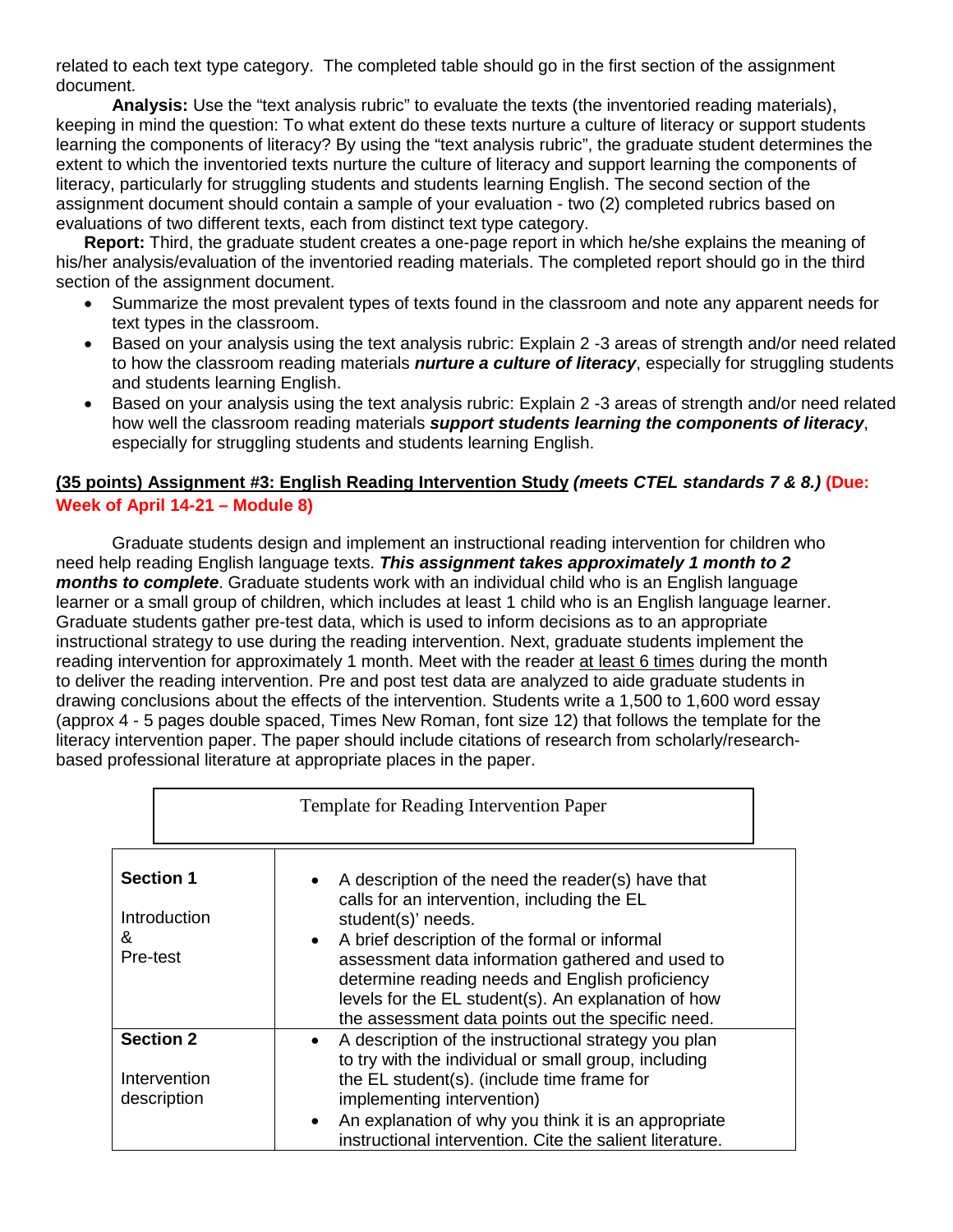related to each text type category. The completed table should go in the first section of the assignment document.

**Analysis:** Use the "text analysis rubric" to evaluate the texts (the inventoried reading materials), keeping in mind the question: To what extent do these texts nurture a culture of literacy or support students learning the components of literacy? By using the "text analysis rubric", the graduate student determines the extent to which the inventoried texts nurture the culture of literacy and support learning the components of literacy, particularly for struggling students and students learning English. The second section of the assignment document should contain a sample of your evaluation - two (2) completed rubrics based on evaluations of two different texts, each from distinct text type category.

**Report:** Third, the graduate student creates a one-page report in which he/she explains the meaning of his/her analysis/evaluation of the inventoried reading materials. The completed report should go in the third section of the assignment document.

- Summarize the most prevalent types of texts found in the classroom and note any apparent needs for text types in the classroom.
- Based on your analysis using the text analysis rubric: Explain 2 -3 areas of strength and/or need related to how the classroom reading materials ***nurture a culture of literacy***, especially for struggling students and students learning English.
- Based on your analysis using the text analysis rubric: Explain 2 -3 areas of strength and/or need related how well the classroom reading materials ***support students learning the components of literacy***, especially for struggling students and students learning English.

## (35 points) Assignment #3: English Reading Intervention Study *(meets CTEL standards 7 & 8.)* (Due: Week of April 14-21 – Module 8)

Graduate students design and implement an instructional reading intervention for children who need help reading English language texts. ***This assignment takes approximately 1 month to 2 months to complete***. Graduate students work with an individual child who is an English language learner or a small group of children, which includes at least 1 child who is an English language learner. Graduate students gather pre-test data, which is used to inform decisions as to an appropriate instructional strategy to use during the reading intervention. Next, graduate students implement the reading intervention for approximately 1 month. Meet with the reader at least 6 times during the month to deliver the reading intervention. Pre and post test data are analyzed to aide graduate students in drawing conclusions about the effects of the intervention. Students write a 1,500 to 1,600 word essay (approx 4 - 5 pages double spaced, Times New Roman, font size 12) that follows the template for the literacy intervention paper. The paper should include citations of research from scholarly/research-based professional literature at appropriate places in the paper.

Template for Reading Intervention Paper

| | |
|---|---|
| **Section 1**<br><br>Introduction<br>&<br>Pre-test | • A description of the need the reader(s) have that calls for an intervention, including the EL student(s)' needs.<br>• A brief description of the formal or informal assessment data information gathered and used to determine reading needs and English proficiency levels for the EL student(s). An explanation of how the assessment data points out the specific need. |
| **Section 2**<br><br>Intervention description | • A description of the instructional strategy you plan to try with the individual or small group, including the EL student(s). (include time frame for implementing intervention)<br>• An explanation of why you think it is an appropriate instructional intervention. Cite the salient literature. |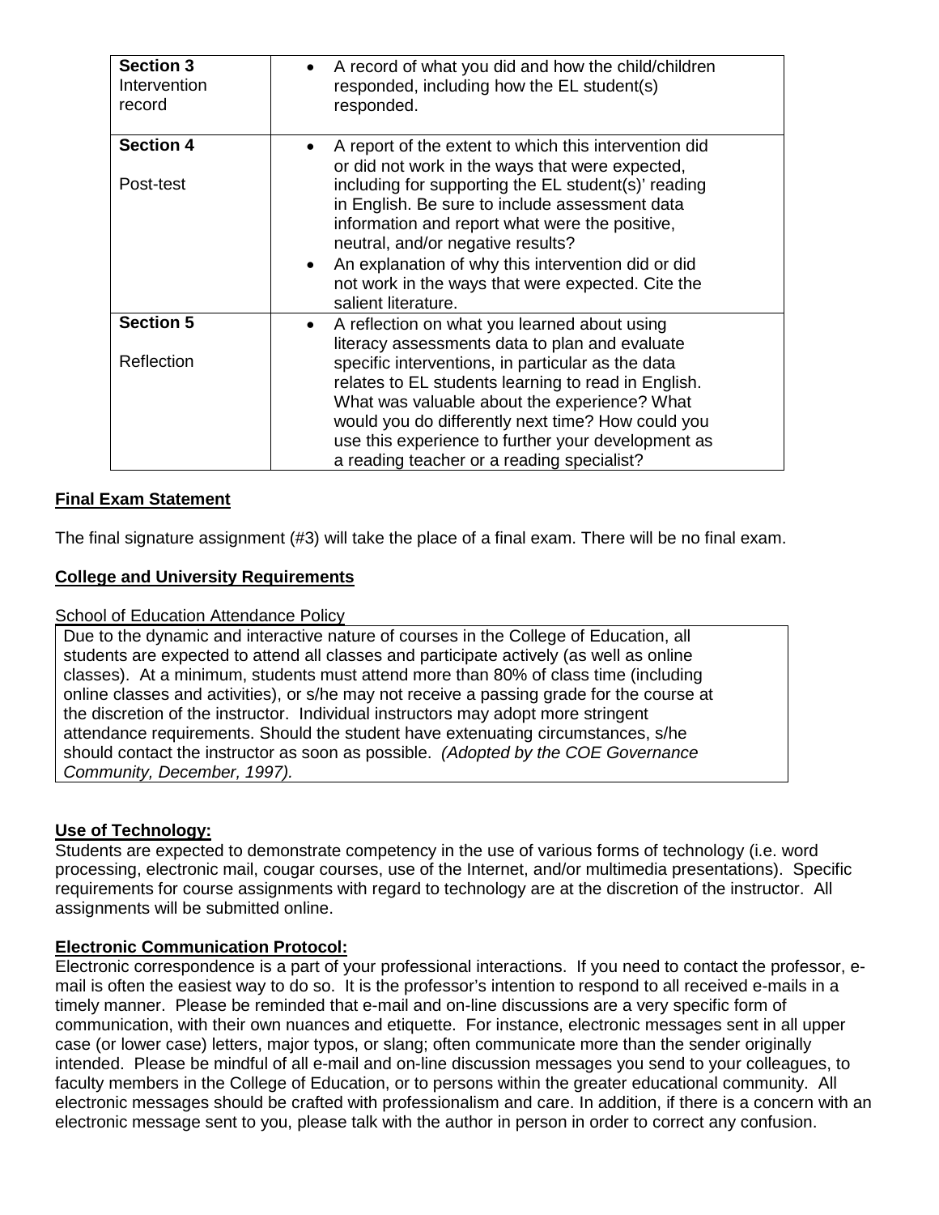| | |
|---|---|
| **Section 3** Intervention record | • A record of what you did and how the child/children responded, including how the EL student(s) responded. |
| **Section 4** <br><br> Post-test | • A report of the extent to which this intervention did or did not work in the ways that were expected, including for supporting the EL student(s)' reading in English. Be sure to include assessment data information and report what were the positive, neutral, and/or negative results? <br> • An explanation of why this intervention did or did not work in the ways that were expected. Cite the salient literature. |
| **Section 5** <br><br> Reflection | • A reflection on what you learned about using literacy assessments data to plan and evaluate specific interventions, in particular as the data relates to EL students learning to read in English. What was valuable about the experience? What would you do differently next time? How could you use this experience to further your development as a reading teacher or a reading specialist? |

**Final Exam Statement**

The final signature assignment (#3) will take the place of a final exam. There will be no final exam.

**College and University Requirements**

School of Education Attendance Policy

Due to the dynamic and interactive nature of courses in the College of Education, all students are expected to attend all classes and participate actively (as well as online classes). At a minimum, students must attend more than 80% of class time (including online classes and activities), or s/he may not receive a passing grade for the course at the discretion of the instructor. Individual instructors may adopt more stringent attendance requirements. Should the student have extenuating circumstances, s/he should contact the instructor as soon as possible. *(Adopted by the COE Governance Community, December, 1997).*

**Use of Technology:**

Students are expected to demonstrate competency in the use of various forms of technology (i.e. word processing, electronic mail, cougar courses, use of the Internet, and/or multimedia presentations). Specific requirements for course assignments with regard to technology are at the discretion of the instructor. All assignments will be submitted online.

**Electronic Communication Protocol:**

Electronic correspondence is a part of your professional interactions. If you need to contact the professor, e-mail is often the easiest way to do so. It is the professor's intention to respond to all received e-mails in a timely manner. Please be reminded that e-mail and on-line discussions are a very specific form of communication, with their own nuances and etiquette. For instance, electronic messages sent in all upper case (or lower case) letters, major typos, or slang; often communicate more than the sender originally intended. Please be mindful of all e-mail and on-line discussion messages you send to your colleagues, to faculty members in the College of Education, or to persons within the greater educational community. All electronic messages should be crafted with professionalism and care. In addition, if there is a concern with an electronic message sent to you, please talk with the author in person in order to correct any confusion.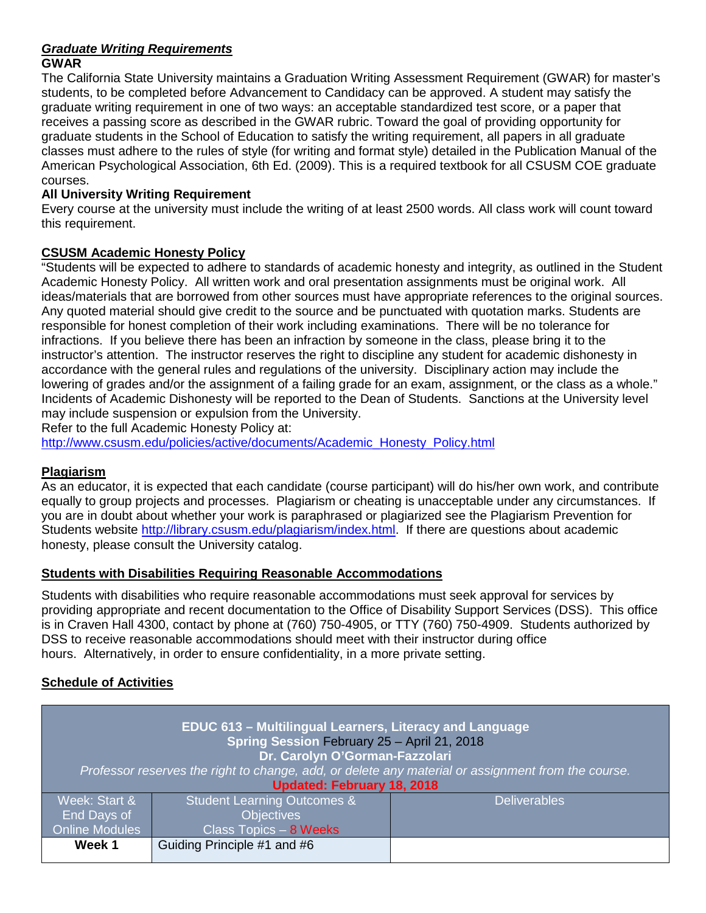### ***Graduate Writing Requirements***

**GWAR**

The California State University maintains a Graduation Writing Assessment Requirement (GWAR) for master's students, to be completed before Advancement to Candidacy can be approved. A student may satisfy the graduate writing requirement in one of two ways: an acceptable standardized test score, or a paper that receives a passing score as described in the GWAR rubric. Toward the goal of providing opportunity for graduate students in the School of Education to satisfy the writing requirement, all papers in all graduate classes must adhere to the rules of style (for writing and format style) detailed in the Publication Manual of the American Psychological Association, 6th Ed. (2009). This is a required textbook for all CSUSM COE graduate courses.

**All University Writing Requirement**

Every course at the university must include the writing of at least 2500 words. All class work will count toward this requirement.

### CSUSM Academic Honesty Policy

"Students will be expected to adhere to standards of academic honesty and integrity, as outlined in the Student Academic Honesty Policy. All written work and oral presentation assignments must be original work. All ideas/materials that are borrowed from other sources must have appropriate references to the original sources. Any quoted material should give credit to the source and be punctuated with quotation marks. Students are responsible for honest completion of their work including examinations. There will be no tolerance for infractions. If you believe there has been an infraction by someone in the class, please bring it to the instructor's attention. The instructor reserves the right to discipline any student for academic dishonesty in accordance with the general rules and regulations of the university. Disciplinary action may include the lowering of grades and/or the assignment of a failing grade for an exam, assignment, or the class as a whole." Incidents of Academic Dishonesty will be reported to the Dean of Students. Sanctions at the University level may include suspension or expulsion from the University.

Refer to the full Academic Honesty Policy at:
http://www.csusm.edu/policies/active/documents/Academic_Honesty_Policy.html

### Plagiarism

As an educator, it is expected that each candidate (course participant) will do his/her own work, and contribute equally to group projects and processes. Plagiarism or cheating is unacceptable under any circumstances. If you are in doubt about whether your work is paraphrased or plagiarized see the Plagiarism Prevention for Students website http://library.csusm.edu/plagiarism/index.html. If there are questions about academic honesty, please consult the University catalog.

### Students with Disabilities Requiring Reasonable Accommodations

Students with disabilities who require reasonable accommodations must seek approval for services by providing appropriate and recent documentation to the Office of Disability Support Services (DSS). This office is in Craven Hall 4300, contact by phone at (760) 750-4905, or TTY (760) 750-4909. Students authorized by DSS to receive reasonable accommodations should meet with their instructor during office hours. Alternatively, in order to ensure confidentiality, in a more private setting.

### Schedule of Activities

**EDUC 613 – Multilingual Learners, Literacy and Language**
**Spring Session** February 25 – April 21, 2018
**Dr. Carolyn O'Gorman-Fazzolari**
*Professor reserves the right to change, add, or delete any material or assignment from the course.*
**Updated: February 18, 2018**

| Week: Start & End Days of Online Modules | Student Learning Outcomes & Objectives Class Topics – 8 Weeks | Deliverables |
|---|---|---|
| **Week 1** | Guiding Principle #1 and #6 | |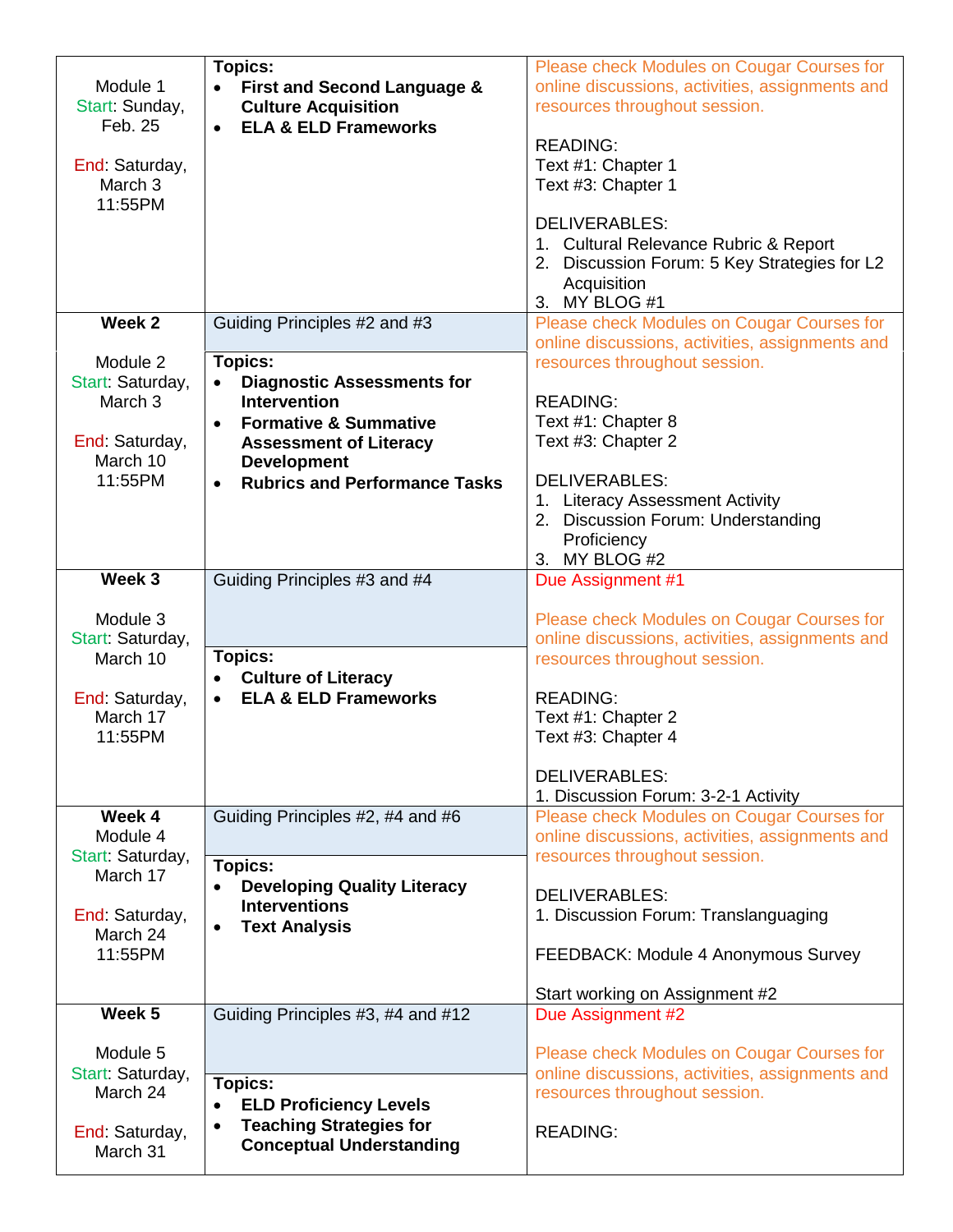| | | |
|---|---|---|
| Module 1<br>Start: Sunday, Feb. 25<br><br>End: Saturday, March 3 11:55PM | **Topics:**<br>• **First and Second Language & Culture Acquisition**<br>• **ELA & ELD Frameworks** | Please check Modules on Cougar Courses for online discussions, activities, assignments and resources throughout session.<br><br>READING:<br>Text #1: Chapter 1<br>Text #3: Chapter 1<br><br>DELIVERABLES:<br>1. Cultural Relevance Rubric & Report<br>2. Discussion Forum: 5 Key Strategies for L2 Acquisition<br>3. MY BLOG #1 |
| **Week 2**<br><br>Module 2<br>Start: Saturday, March 3<br><br>End: Saturday, March 10 11:55PM | Guiding Principles #2 and #3<br><br>**Topics:**<br>• **Diagnostic Assessments for Intervention**<br>• **Formative & Summative Assessment of Literacy Development**<br>• **Rubrics and Performance Tasks** | Please check Modules on Cougar Courses for online discussions, activities, assignments and resources throughout session.<br><br>READING:<br>Text #1: Chapter 8<br>Text #3: Chapter 2<br><br>DELIVERABLES:<br>1. Literacy Assessment Activity<br>2. Discussion Forum: Understanding Proficiency<br>3. MY BLOG #2 |
| **Week 3**<br><br>Module 3<br>Start: Saturday, March 10<br><br>End: Saturday, March 17 11:55PM | Guiding Principles #3 and #4<br><br>**Topics:**<br>• **Culture of Literacy**<br>• **ELA & ELD Frameworks** | Due Assignment #1<br><br>Please check Modules on Cougar Courses for online discussions, activities, assignments and resources throughout session.<br><br>READING:<br>Text #1: Chapter 2<br>Text #3: Chapter 4<br><br>DELIVERABLES:<br>1. Discussion Forum: 3-2-1 Activity |
| **Week 4**<br>Module 4<br>Start: Saturday, March 17<br><br>End: Saturday, March 24 11:55PM | Guiding Principles #2, #4 and #6<br><br>**Topics:**<br>• **Developing Quality Literacy Interventions**<br>• **Text Analysis** | Please check Modules on Cougar Courses for online discussions, activities, assignments and resources throughout session.<br><br>DELIVERABLES:<br>1. Discussion Forum: Translanguaging<br><br>FEEDBACK: Module 4 Anonymous Survey<br><br>Start working on Assignment #2 |
| **Week 5**<br><br>Module 5<br>Start: Saturday, March 24<br><br>End: Saturday, March 31 | Guiding Principles #3, #4 and #12<br><br>**Topics:**<br>• **ELD Proficiency Levels**<br>• **Teaching Strategies for Conceptual Understanding** | Due Assignment #2<br><br>Please check Modules on Cougar Courses for online discussions, activities, assignments and resources throughout session.<br><br>READING: |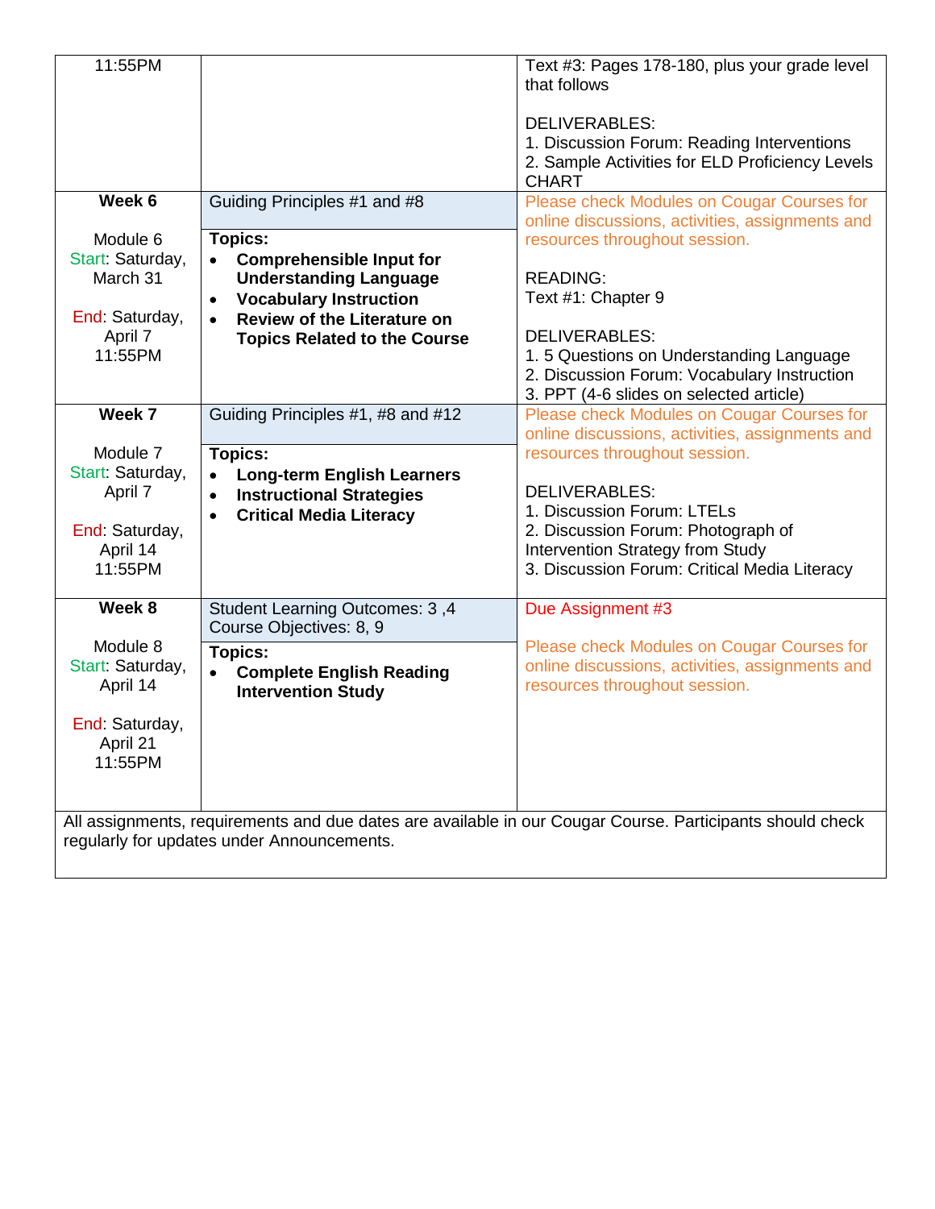| | | |
|---|---|---|
| 11:55PM | | Text #3: Pages 178-180, plus your grade level that follows<br><br>DELIVERABLES:<br>1. Discussion Forum: Reading Interventions<br>2. Sample Activities for ELD Proficiency Levels CHART |
| **Week 6**<br><br>Module 6<br>Start: Saturday, March 31<br><br>End: Saturday, April 7<br>11:55PM | Guiding Principles #1 and #8<br><br>**Topics:**<br>• **Comprehensible Input for Understanding Language**<br>• **Vocabulary Instruction**<br>• **Review of the Literature on Topics Related to the Course** | Please check Modules on Cougar Courses for online discussions, activities, assignments and resources throughout session.<br><br>READING:<br>Text #1: Chapter 9<br><br>DELIVERABLES:<br>1. 5 Questions on Understanding Language<br>2. Discussion Forum: Vocabulary Instruction<br>3. PPT (4-6 slides on selected article) |
| **Week 7**<br><br>Module 7<br>Start: Saturday, April 7<br><br>End: Saturday, April 14<br>11:55PM | Guiding Principles #1, #8 and #12<br><br>**Topics:**<br>• **Long-term English Learners**<br>• **Instructional Strategies**<br>• **Critical Media Literacy** | Please check Modules on Cougar Courses for online discussions, activities, assignments and resources throughout session.<br><br>DELIVERABLES:<br>1. Discussion Forum: LTELs<br>2. Discussion Forum: Photograph of Intervention Strategy from Study<br>3. Discussion Forum: Critical Media Literacy |
| **Week 8**<br><br>Module 8<br>Start: Saturday, April 14<br><br>End: Saturday, April 21<br>11:55PM | Student Learning Outcomes: 3 ,4<br>Course Objectives: 8, 9<br><br>**Topics:**<br>• **Complete English Reading Intervention Study** | Due Assignment #3<br><br>Please check Modules on Cougar Courses for online discussions, activities, assignments and resources throughout session. |
| All assignments, requirements and due dates are available in our Cougar Course. Participants should check regularly for updates under Announcements. | | |